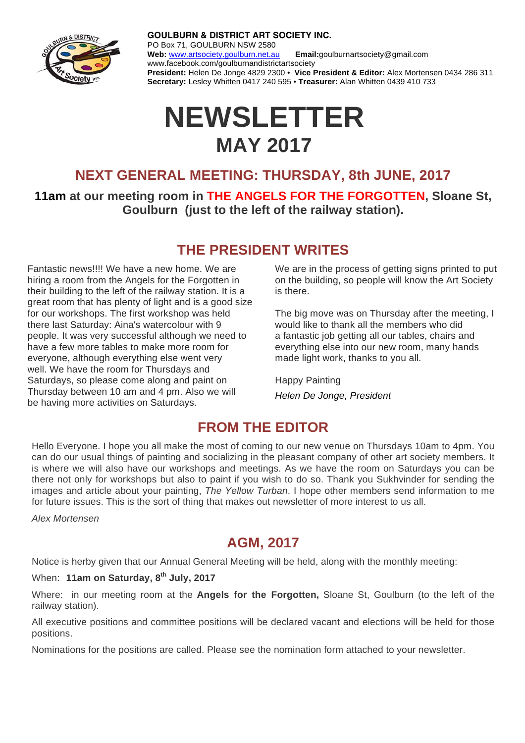**GOULBURN & DISTRICT ART SOCIETY INC.**
PO Box 71, GOULBURN NSW 2580
**Web:** www.artsociety.goulburn.net.au **Email:**goulburnartsociety@gmail.com
www.facebook.com/goulburnandistrictartsociety
**President:** Helen De Jonge 4829 2300 • **Vice President & Editor:** Alex Mortensen 0434 286 311
**Secretary:** Lesley Whitten 0417 240 595 • **Treasurer:** Alan Whitten 0439 410 733

# NEWSLETTER
## MAY 2017

## NEXT GENERAL MEETING: THURSDAY, 8th JUNE, 2017

**11am at our meeting room in THE ANGELS FOR THE FORGOTTEN, Sloane St, Goulburn (just to the left of the railway station).**

## THE PRESIDENT WRITES

Fantastic news!!!! We have a new home. We are hiring a room from the Angels for the Forgotten in their building to the left of the railway station. It is a great room that has plenty of light and is a good size for our workshops. The first workshop was held there last Saturday: Aina's watercolour with 9 people. It was very successful although we need to have a few more tables to make more room for everyone, although everything else went very well. We have the room for Thursdays and Saturdays, so please come along and paint on Thursday between 10 am and 4 pm. Also we will be having more activities on Saturdays.

We are in the process of getting signs printed to put on the building, so people will know the Art Society is there.

The big move was on Thursday after the meeting, I would like to thank all the members who did a fantastic job getting all our tables, chairs and everything else into our new room, many hands made light work, thanks to you all.

Happy Painting

*Helen De Jonge, President*

## FROM THE EDITOR

Hello Everyone. I hope you all make the most of coming to our new venue on Thursdays 10am to 4pm. You can do our usual things of painting and socializing in the pleasant company of other art society members. It is where we will also have our workshops and meetings. As we have the room on Saturdays you can be there not only for workshops but also to paint if you wish to do so. Thank you Sukhvinder for sending the images and article about your painting, *The Yellow Turban*. I hope other members send information to me for future issues. This is the sort of thing that makes out newsletter of more interest to us all.

*Alex Mortensen*

## AGM, 2017

Notice is herby given that our Annual General Meeting will be held, along with the monthly meeting:

When: **11am on Saturday, 8th July, 2017**

Where: in our meeting room at the **Angels for the Forgotten,** Sloane St, Goulburn (to the left of the railway station).

All executive positions and committee positions will be declared vacant and elections will be held for those positions.

Nominations for the positions are called. Please see the nomination form attached to your newsletter.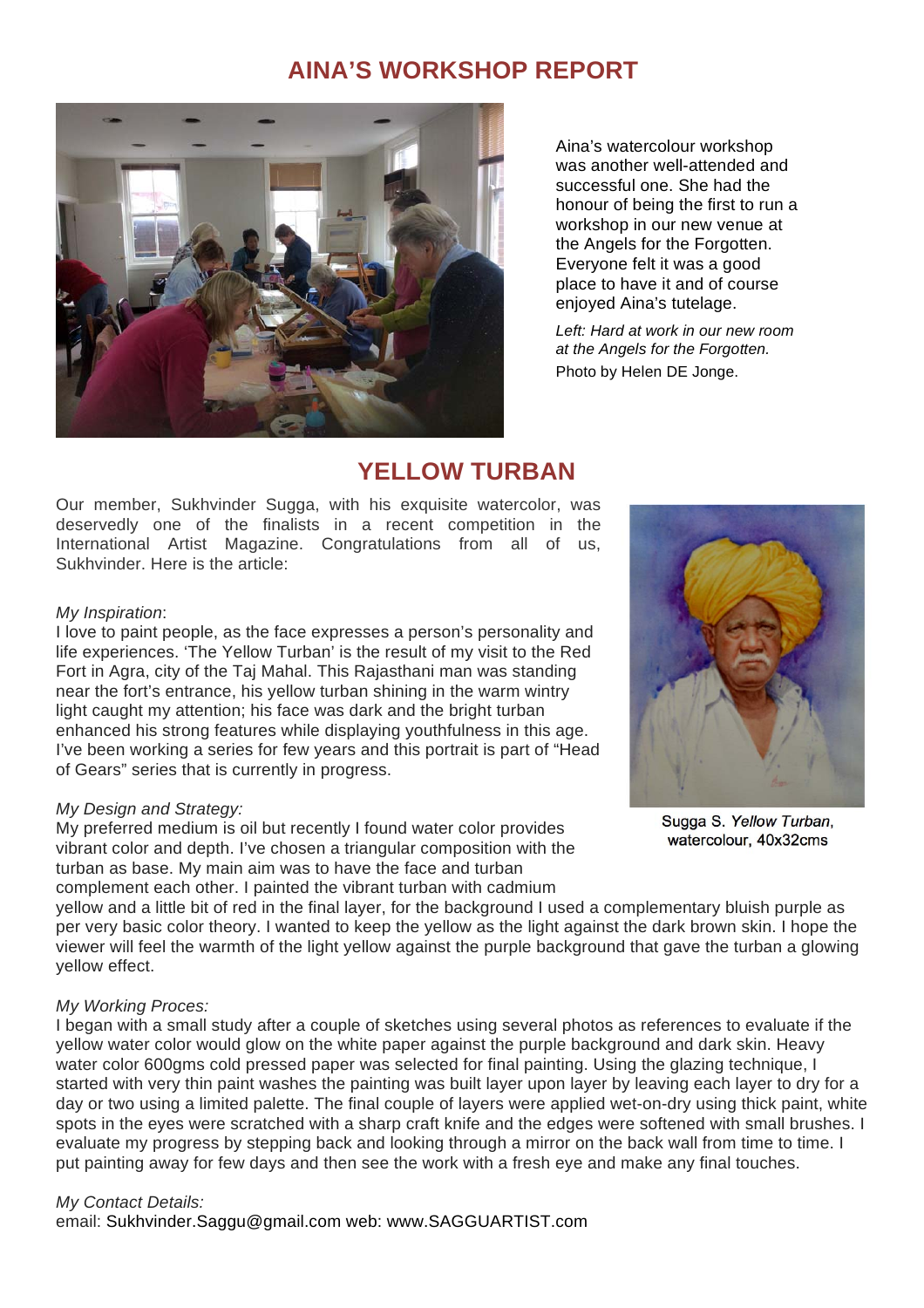# AINA'S WORKSHOP REPORT

Aina's watercolour workshop was another well-attended and successful one. She had the honour of being the first to run a workshop in our new venue at the Angels for the Forgotten. Everyone felt it was a good place to have it and of course enjoyed Aina's tutelage.

*Left: Hard at work in our new room at the Angels for the Forgotten.*
Photo by Helen DE Jonge.

# YELLOW TURBAN

Our member, Sukhvinder Sugga, with his exquisite watercolor, was deservedly one of the finalists in a recent competition in the International Artist Magazine. Congratulations from all of us, Sukhvinder. Here is the article:

*My Inspiration*:
I love to paint people, as the face expresses a person's personality and life experiences. 'The Yellow Turban' is the result of my visit to the Red Fort in Agra, city of the Taj Mahal. This Rajasthani man was standing near the fort's entrance, his yellow turban shining in the warm wintry light caught my attention; his face was dark and the bright turban enhanced his strong features while displaying youthfulness in this age. I've been working a series for few years and this portrait is part of "Head of Gears" series that is currently in progress.

Sugga S. *Yellow Turban*, watercolour, 40x32cms

*My Design and Strategy:*
My preferred medium is oil but recently I found water color provides vibrant color and depth. I've chosen a triangular composition with the turban as base. My main aim was to have the face and turban complement each other. I painted the vibrant turban with cadmium yellow and a little bit of red in the final layer, for the background I used a complementary bluish purple as per very basic color theory. I wanted to keep the yellow as the light against the dark brown skin. I hope the viewer will feel the warmth of the light yellow against the purple background that gave the turban a glowing yellow effect.

*My Working Proces:*
I began with a small study after a couple of sketches using several photos as references to evaluate if the yellow water color would glow on the white paper against the purple background and dark skin. Heavy water color 600gms cold pressed paper was selected for final painting. Using the glazing technique, I started with very thin paint washes the painting was built layer upon layer by leaving each layer to dry for a day or two using a limited palette. The final couple of layers were applied wet-on-dry using thick paint, white spots in the eyes were scratched with a sharp craft knife and the edges were softened with small brushes. I evaluate my progress by stepping back and looking through a mirror on the back wall from time to time. I put painting away for few days and then see the work with a fresh eye and make any final touches.

*My Contact Details:*
email: Sukhvinder.Saggu@gmail.com web: www.SAGGUARTIST.com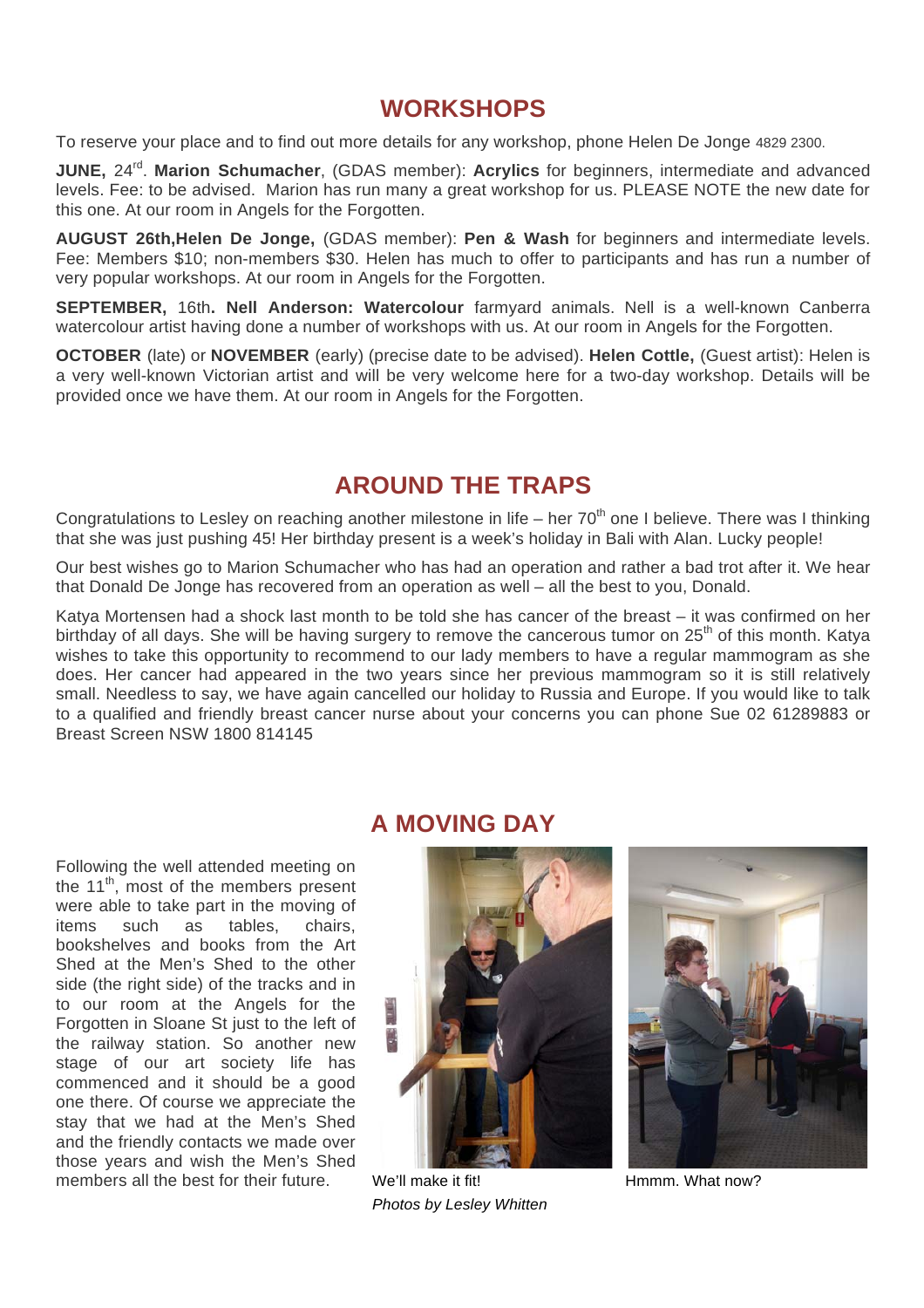## WORKSHOPS

To reserve your place and to find out more details for any workshop, phone Helen De Jonge 4829 2300.

**JUNE,** 24rd. **Marion Schumacher**, (GDAS member): **Acrylics** for beginners, intermediate and advanced levels. Fee: to be advised. Marion has run many a great workshop for us. PLEASE NOTE the new date for this one. At our room in Angels for the Forgotten.

**AUGUST 26th,Helen De Jonge,** (GDAS member): **Pen & Wash** for beginners and intermediate levels. Fee: Members $10; non-members $30. Helen has much to offer to participants and has run a number of very popular workshops. At our room in Angels for the Forgotten.

**SEPTEMBER,** 16th**. Nell Anderson: Watercolour** farmyard animals. Nell is a well-known Canberra watercolour artist having done a number of workshops with us. At our room in Angels for the Forgotten.

**OCTOBER** (late) or **NOVEMBER** (early) (precise date to be advised). **Helen Cottle,** (Guest artist): Helen is a very well-known Victorian artist and will be very welcome here for a two-day workshop. Details will be provided once we have them. At our room in Angels for the Forgotten.

## AROUND THE TRAPS

Congratulations to Lesley on reaching another milestone in life – her 70th one I believe. There was I thinking that she was just pushing 45! Her birthday present is a week's holiday in Bali with Alan. Lucky people!

Our best wishes go to Marion Schumacher who has had an operation and rather a bad trot after it. We hear that Donald De Jonge has recovered from an operation as well – all the best to you, Donald.

Katya Mortensen had a shock last month to be told she has cancer of the breast – it was confirmed on her birthday of all days. She will be having surgery to remove the cancerous tumor on 25th of this month. Katya wishes to take this opportunity to recommend to our lady members to have a regular mammogram as she does. Her cancer had appeared in the two years since her previous mammogram so it is still relatively small. Needless to say, we have again cancelled our holiday to Russia and Europe. If you would like to talk to a qualified and friendly breast cancer nurse about your concerns you can phone Sue 02 61289883 or Breast Screen NSW 1800 814145

## A MOVING DAY

Following the well attended meeting on the 11th, most of the members present were able to take part in the moving of items such as tables, chairs, bookshelves and books from the Art Shed at the Men's Shed to the other side (the right side) of the tracks and in to our room at the Angels for the Forgotten in Sloane St just to the left of the railway station. So another new stage of our art society life has commenced and it should be a good one there. Of course we appreciate the stay that we had at the Men's Shed and the friendly contacts we made over those years and wish the Men's Shed members all the best for their future.

We'll make it fit!

Hmmm. What now?

*Photos by Lesley Whitten*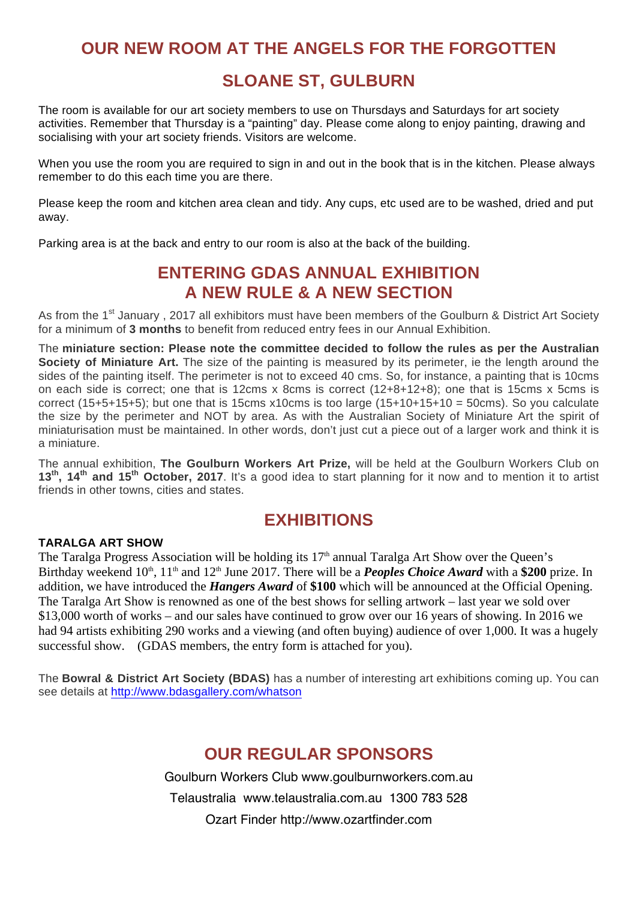## OUR NEW ROOM AT THE ANGELS FOR THE FORGOTTEN

## SLOANE ST, GULBURN

The room is available for our art society members to use on Thursdays and Saturdays for art society activities. Remember that Thursday is a "painting" day. Please come along to enjoy painting, drawing and socialising with your art society friends. Visitors are welcome.

When you use the room you are required to sign in and out in the book that is in the kitchen. Please always remember to do this each time you are there.

Please keep the room and kitchen area clean and tidy. Any cups, etc used are to be washed, dried and put away.

Parking area is at the back and entry to our room is also at the back of the building.

## ENTERING GDAS ANNUAL EXHIBITION A NEW RULE & A NEW SECTION

As from the 1st January , 2017 all exhibitors must have been members of the Goulburn & District Art Society for a minimum of **3 months** to benefit from reduced entry fees in our Annual Exhibition.

The **miniature section: Please note the committee decided to follow the rules as per the Australian Society of Miniature Art.** The size of the painting is measured by its perimeter, ie the length around the sides of the painting itself. The perimeter is not to exceed 40 cms. So, for instance, a painting that is 10cms on each side is correct; one that is 12cms x 8cms is correct (12+8+12+8); one that is 15cms x 5cms is correct (15+5+15+5); but one that is 15cms x10cms is too large (15+10+15+10 = 50cms). So you calculate the size by the perimeter and NOT by area. As with the Australian Society of Miniature Art the spirit of miniaturisation must be maintained. In other words, don't just cut a piece out of a larger work and think it is a miniature.

The annual exhibition, **The Goulburn Workers Art Prize,** will be held at the Goulburn Workers Club on **13th, 14th and 15th October, 2017**. It's a good idea to start planning for it now and to mention it to artist friends in other towns, cities and states.

## EXHIBITIONS

**TARALGA ART SHOW**

The Taralga Progress Association will be holding its 17th annual Taralga Art Show over the Queen's Birthday weekend 10th, 11th and 12th June 2017. There will be a ***Peoples Choice Award*** with a **$200** prize. In addition, we have introduced the ***Hangers Award*** of **$100** which will be announced at the Official Opening. The Taralga Art Show is renowned as one of the best shows for selling artwork – last year we sold over $13,000 worth of works – and our sales have continued to grow over our 16 years of showing. In 2016 we had 94 artists exhibiting 290 works and a viewing (and often buying) audience of over 1,000. It was a hugely successful show. (GDAS members, the entry form is attached for you).

The **Bowral & District Art Society (BDAS)** has a number of interesting art exhibitions coming up. You can see details at http://www.bdasgallery.com/whatson

## OUR REGULAR SPONSORS

Goulburn Workers Club www.goulburnworkers.com.au

Telaustralia www.telaustralia.com.au 1300 783 528

Ozart Finder http://www.ozartfinder.com